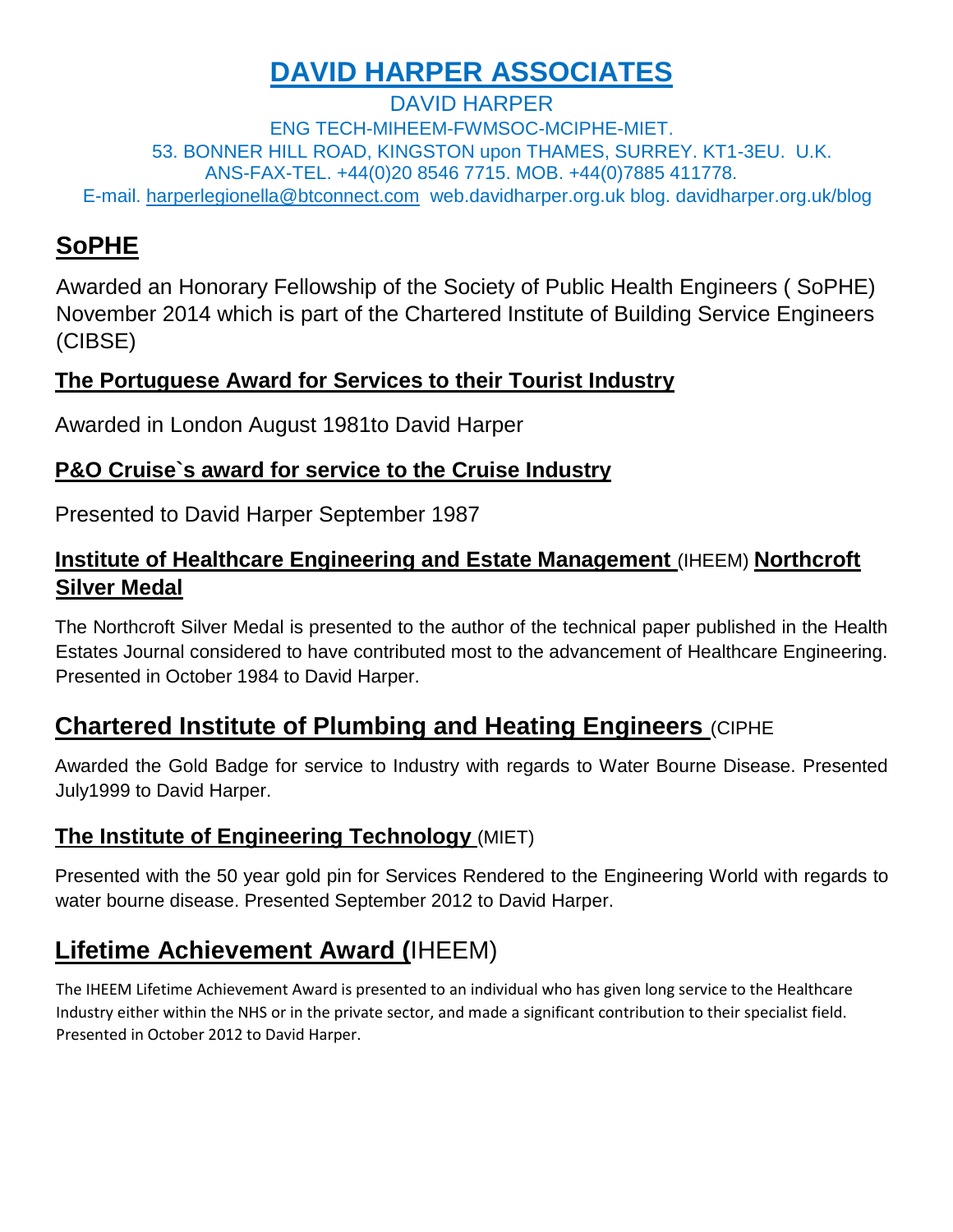# DAVID HARPER ASSOCIATES

DAVID HARPER

ENG TECH-MIHEEM-FWMSOC-MCIPHE-MIET.

53. BONNER HILL ROAD, KINGSTON upon THAMES, SURREY. KT1-3EU. U.K.

ANS-FAX-TEL. +44(0)20 8546 7715. MOB. +44(0)7885 411778.

E-mail. harperlegionella@btconnect.com web.davidharper.org.uk blog. davidharper.org.uk/blog

## SoPHE

Awarded an Honorary Fellowship of the Society of Public Health Engineers ( SoPHE) November 2014 which is part of the Chartered Institute of Building Service Engineers (CIBSE)

### The Portuguese Award for Services to their Tourist Industry

Awarded in London August 1981to David Harper

### P&O Cruise`s award for service to the Cruise Industry

Presented to David Harper September 1987

### Institute of Healthcare Engineering and Estate Management (IHEEM) Northcroft Silver Medal

The Northcroft Silver Medal is presented to the author of the technical paper published in the Health Estates Journal considered to have contributed most to the advancement of Healthcare Engineering. Presented in October 1984 to David Harper.

## Chartered Institute of Plumbing and Heating Engineers (CIPHE

Awarded the Gold Badge for service to Industry with regards to Water Bourne Disease. Presented July1999 to David Harper.

### The Institute of Engineering Technology (MIET)

Presented with the 50 year gold pin for Services Rendered to the Engineering World with regards to water bourne disease. Presented September 2012 to David Harper.

## Lifetime Achievement Award (IHEEM)

The IHEEM Lifetime Achievement Award is presented to an individual who has given long service to the Healthcare Industry either within the NHS or in the private sector, and made a significant contribution to their specialist field. Presented in October 2012 to David Harper.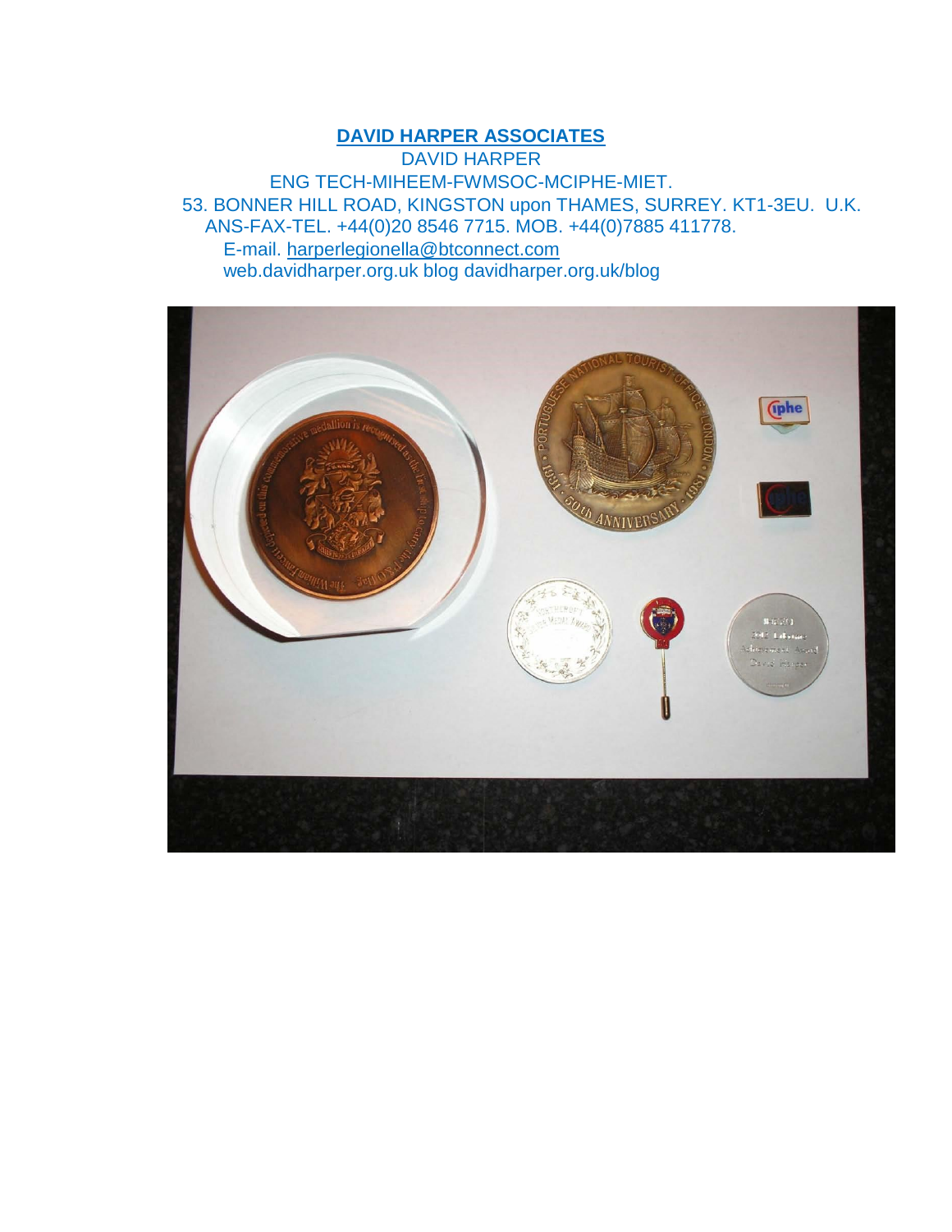**DAVID HARPER ASSOCIATES**

DAVID HARPER

ENG TECH-MIHEEM-FWMSOC-MCIPHE-MIET.

53. BONNER HILL ROAD, KINGSTON upon THAMES, SURREY. KT1-3EU. U.K.

ANS-FAX-TEL. +44(0)20 8546 7715. MOB. +44(0)7885 411778.

E-mail. harperlegionella@btconnect.com

web.davidharper.org.uk blog davidharper.org.uk/blog